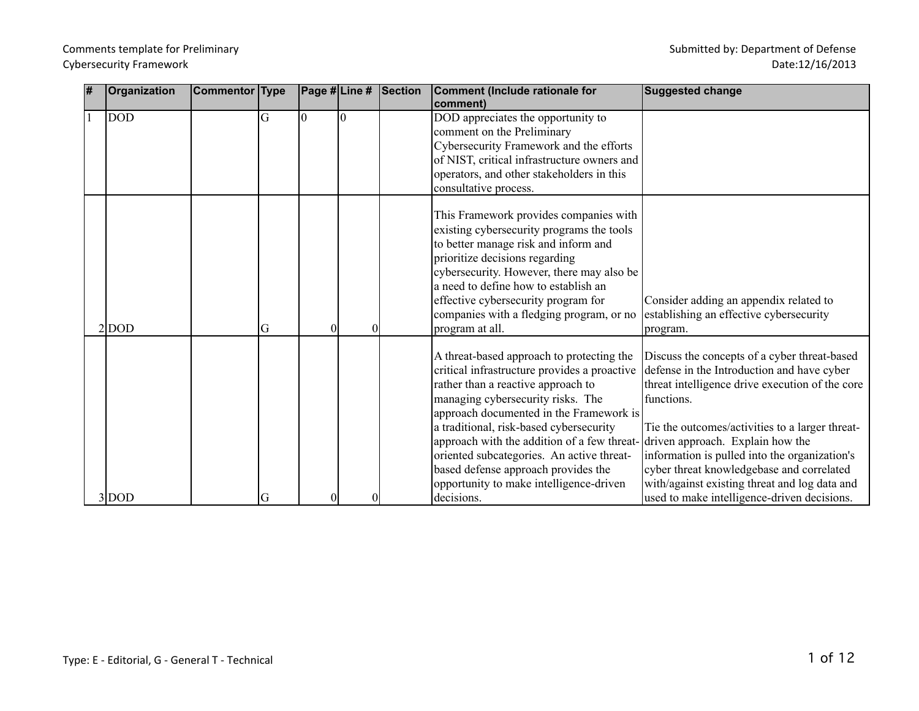Comments template for Preliminary Cybersecurity Framework

Submitted by: Department of Defense
Date:12/16/2013

| # | Organization | Commentor | Type | Page # | Line # | Section | Comment (Include rationale for comment) | Suggested change |
|---|---|---|---|---|---|---|---|---|
| 1 | DOD | | G | 0 | 0 | | DOD appreciates the opportunity to comment on the Preliminary Cybersecurity Framework and the efforts of NIST, critical infrastructure owners and operators, and other stakeholders in this consultative process. | |
| 2 | DOD | | G | 0 | 0 | | This Framework provides companies with existing cybersecurity programs the tools to better manage risk and inform and prioritize decisions regarding cybersecurity. However, there may also be a need to define how to establish an effective cybersecurity program for companies with a fledging program, or no program at all. | Consider adding an appendix related to establishing an effective cybersecurity program. |
| 3 | DOD | | G | 0 | 0 | | A threat-based approach to protecting the critical infrastructure provides a proactive rather than a reactive approach to managing cybersecurity risks. The approach documented in the Framework is a traditional, risk-based cybersecurity approach with the addition of a few threat-oriented subcategories. An active threat-based defense approach provides the opportunity to make intelligence-driven decisions. | Discuss the concepts of a cyber threat-based defense in the Introduction and have cyber threat intelligence drive execution of the core functions.<br><br>Tie the outcomes/activities to a larger threat-driven approach. Explain how the information is pulled into the organization's cyber threat knowledgebase and correlated with/against existing threat and log data and used to make intelligence-driven decisions. |

Type: E - Editorial, G - General T - Technical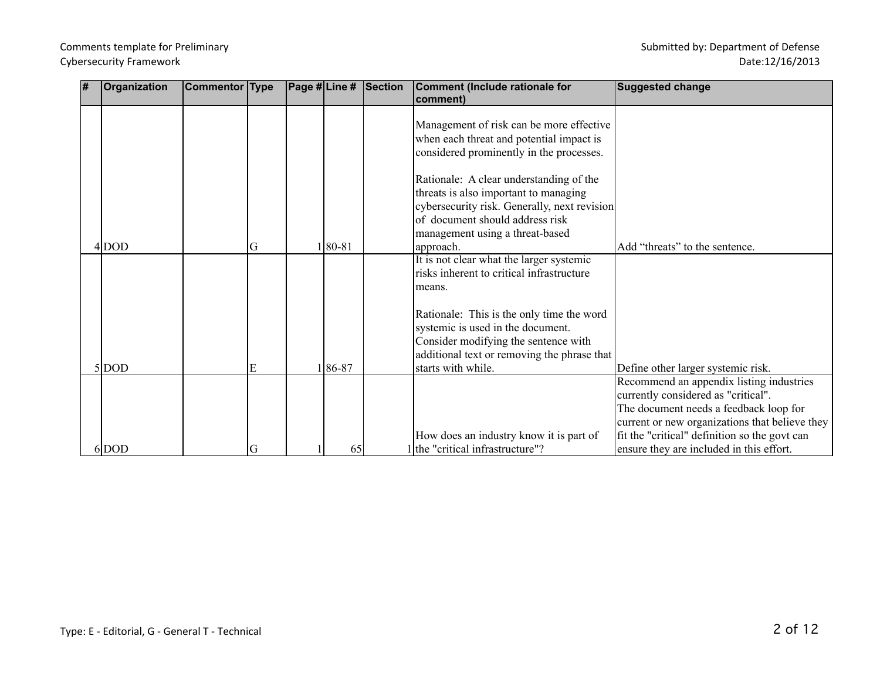| # | Organization | Commentor | Type | Page # | Line # | Section | Comment (Include rationale for comment) | Suggested change |
|---|---|---|---|---|---|---|---|---|
| 4 | DOD | | G | 1 | 80-81 | | Management of risk can be more effective when each threat and potential impact is considered prominently in the processes.<br><br>Rationale: A clear understanding of the threats is also important to managing cybersecurity risk. Generally, next revision of document should address risk management using a threat-based approach. | Add "threats" to the sentence. |
| 5 | DOD | | E | 1 | 86-87 | | It is not clear what the larger systemic risks inherent to critical infrastructure means.<br><br>Rationale: This is the only time the word systemic is used in the document. Consider modifying the sentence with additional text or removing the phrase that starts with while. | Define other larger systemic risk. |
| 6 | DOD | | G | 1 | 65 | 1 | How does an industry know it is part of the "critical infrastructure"? | Recommend an appendix listing industries currently considered as "critical".<br>The document needs a feedback loop for current or new organizations that believe they fit the "critical" definition so the govt can ensure they are included in this effort. |

Type: E - Editorial, G - General T - Technical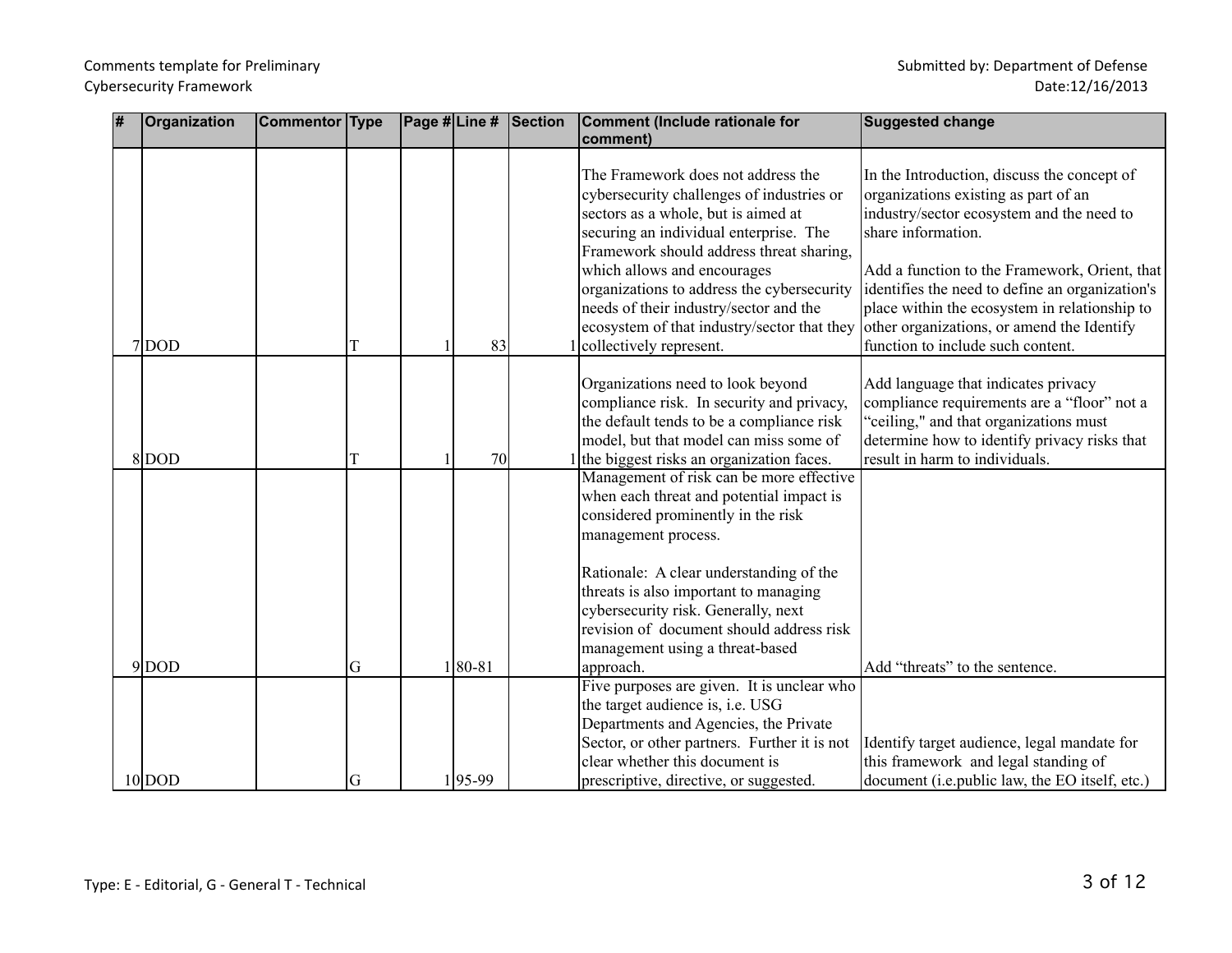| # | Organization | Commentor | Type | Page # | Line # | Section | Comment (Include rationale for comment) | Suggested change |
|---|---|---|---|---|---|---|---|---|
| 7 | DOD | | T | 1 | 83 | 1 | The Framework does not address the cybersecurity challenges of industries or sectors as a whole, but is aimed at securing an individual enterprise. The Framework should address threat sharing, which allows and encourages organizations to address the cybersecurity needs of their industry/sector and the ecosystem of that industry/sector that they collectively represent. | In the Introduction, discuss the concept of organizations existing as part of an industry/sector ecosystem and the need to share information.<br><br>Add a function to the Framework, Orient, that identifies the need to define an organization's place within the ecosystem in relationship to other organizations, or amend the Identify function to include such content. |
| 8 | DOD | | T | 1 | 70 | 1 | Organizations need to look beyond compliance risk. In security and privacy, the default tends to be a compliance risk model, but that model can miss some of the biggest risks an organization faces. | Add language that indicates privacy compliance requirements are a "floor" not a "ceiling," and that organizations must determine how to identify privacy risks that result in harm to individuals. |
| 9 | DOD | | G | 1 | 80-81 | | Management of risk can be more effective when each threat and potential impact is considered prominently in the risk management process.<br><br>Rationale: A clear understanding of the threats is also important to managing cybersecurity risk. Generally, next revision of document should address risk management using a threat-based approach. | Add "threats" to the sentence. |
| 10 | DOD | | G | 1 | 95-99 | | Five purposes are given. It is unclear who the target audience is, i.e. USG Departments and Agencies, the Private Sector, or other partners. Further it is not clear whether this document is prescriptive, directive, or suggested. | Identify target audience, legal mandate for this framework and legal standing of document (i.e.public law, the EO itself, etc.) |

Type: E - Editorial, G - General T - Technical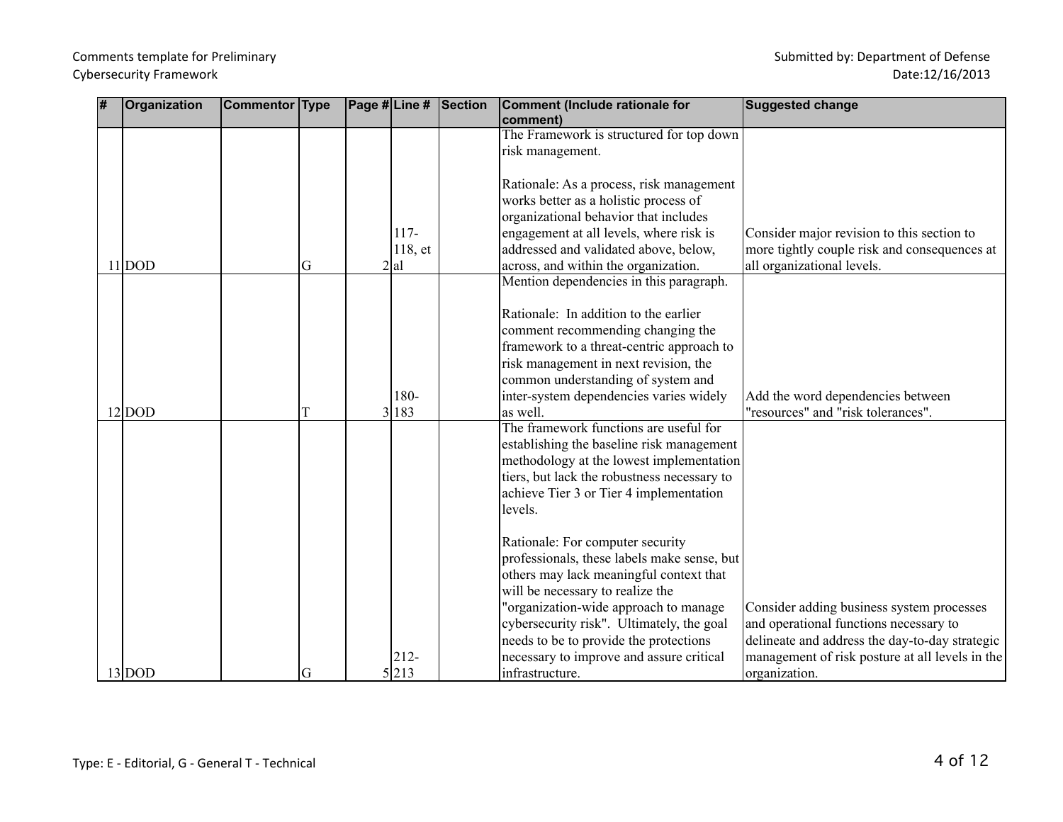Comments template for Preliminary Cybersecurity Framework

Submitted by: Department of Defense
Date:12/16/2013

| # | Organization | Commentor | Type | Page # | Line # | Section | Comment (Include rationale for comment) | Suggested change |
|---|---|---|---|---|---|---|---|---|
| 11 | DOD | | G | 2 | 117-118, et al | | The Framework is structured for top down risk management.<br><br>Rationale: As a process, risk management works better as a holistic process of organizational behavior that includes engagement at all levels, where risk is addressed and validated above, below, across, and within the organization. | Consider major revision to this section to more tightly couple risk and consequences at all organizational levels. |
| 12 | DOD | | T | 3 | 180-183 | | Mention dependencies in this paragraph.<br><br>Rationale: In addition to the earlier comment recommending changing the framework to a threat-centric approach to risk management in next revision, the common understanding of system and inter-system dependencies varies widely as well. | Add the word dependencies between "resources" and "risk tolerances". |
| 13 | DOD | | G | 5 | 212-213 | | The framework functions are useful for establishing the baseline risk management methodology at the lowest implementation tiers, but lack the robustness necessary to achieve Tier 3 or Tier 4 implementation levels.<br><br>Rationale: For computer security professionals, these labels make sense, but others may lack meaningful context that will be necessary to realize the "organization-wide approach to manage cybersecurity risk". Ultimately, the goal needs to be to provide the protections necessary to improve and assure critical infrastructure. | Consider adding business system processes and operational functions necessary to delineate and address the day-to-day strategic management of risk posture at all levels in the organization. |

Type: E - Editorial, G - General T - Technical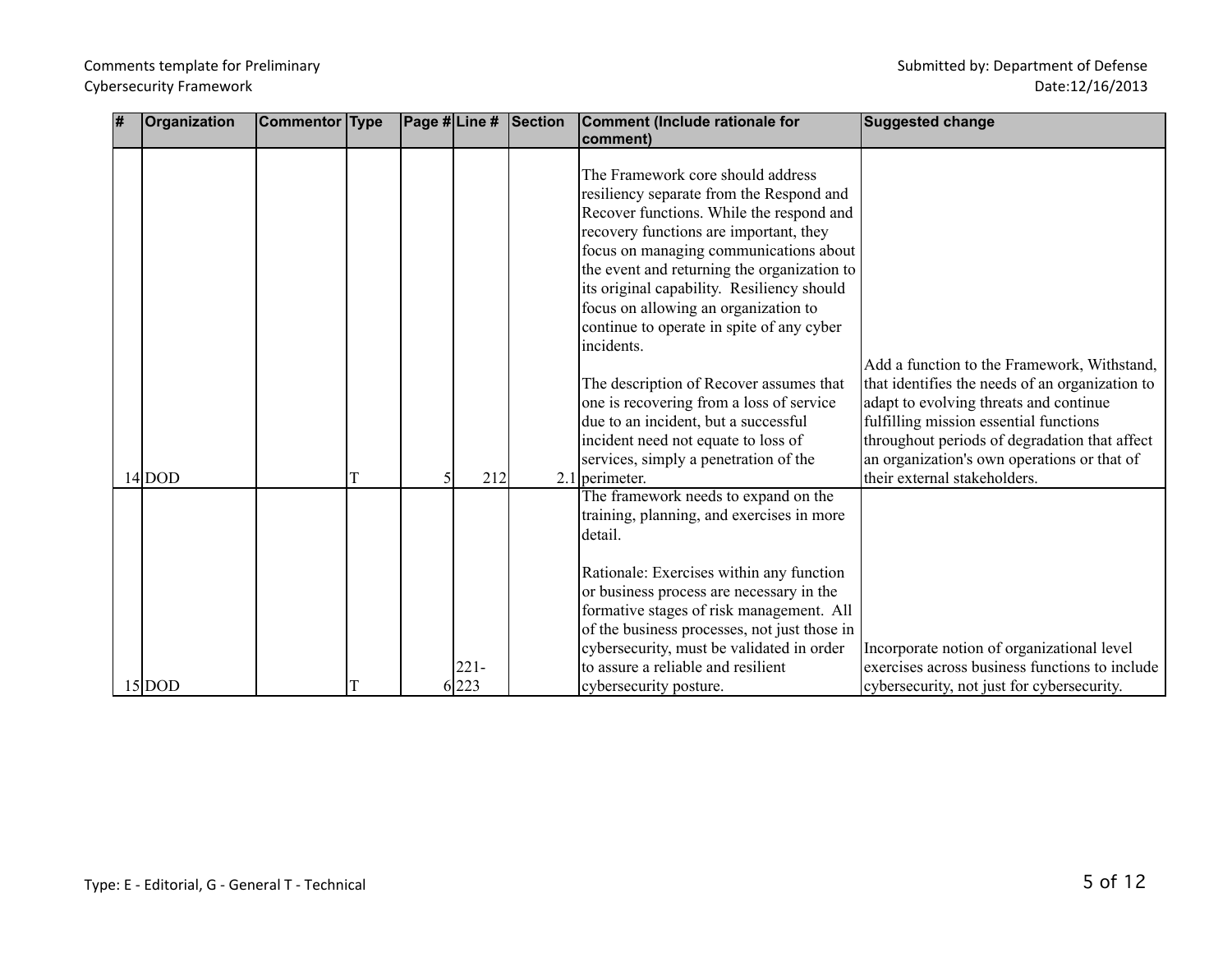| # | Organization | Commentor | Type | Page # | Line # | Section | Comment (Include rationale for comment) | Suggested change |
|---|---|---|---|---|---|---|---|---|
| 14 | DOD | | T | 5 | 212 | 2.1 | The Framework core should address resiliency separate from the Respond and Recover functions. While the respond and recovery functions are important, they focus on managing communications about the event and returning the organization to its original capability. Resiliency should focus on allowing an organization to continue to operate in spite of any cyber incidents.<br><br>The description of Recover assumes that one is recovering from a loss of service due to an incident, but a successful incident need not equate to loss of services, simply a penetration of the perimeter. | Add a function to the Framework, Withstand, that identifies the needs of an organization to adapt to evolving threats and continue fulfilling mission essential functions throughout periods of degradation that affect an organization's own operations or that of their external stakeholders. |
| 15 | DOD | | T | 6 | 221-223 | | The framework needs to expand on the training, planning, and exercises in more detail.<br><br>Rationale: Exercises within any function or business process are necessary in the formative stages of risk management. All of the business processes, not just those in cybersecurity, must be validated in order to assure a reliable and resilient cybersecurity posture. | Incorporate notion of organizational level exercises across business functions to include cybersecurity, not just for cybersecurity. |

Type: E - Editorial, G - General T - Technical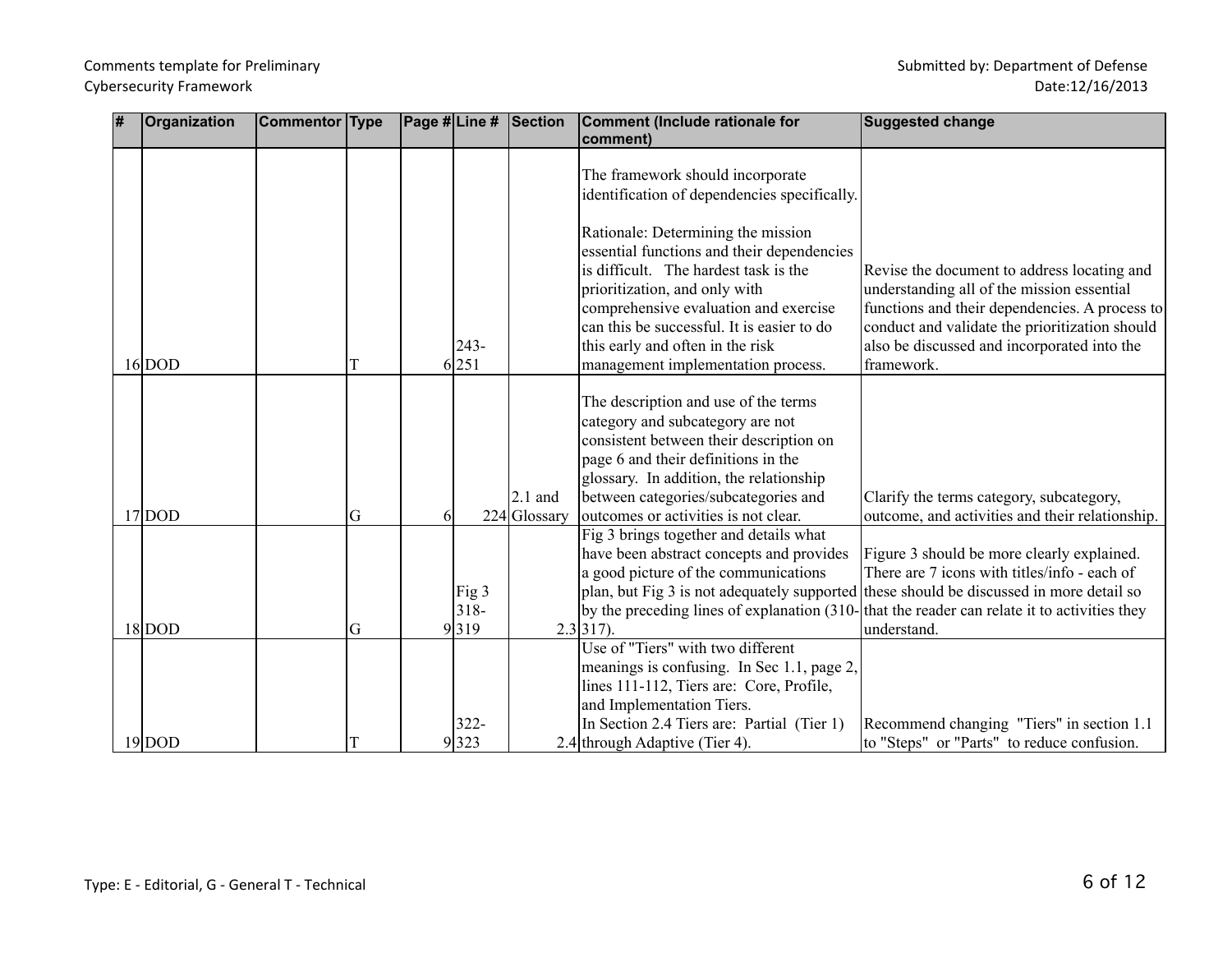| # | Organization | Commentor | Type | Page # | Line # | Section | Comment (Include rationale for comment) | Suggested change |
|---|---|---|---|---|---|---|---|---|
| 16 | DOD | | T | 6 | 243-251 | | The framework should incorporate identification of dependencies specifically.<br><br>Rationale: Determining the mission essential functions and their dependencies is difficult. The hardest task is the prioritization, and only with comprehensive evaluation and exercise can this be successful. It is easier to do this early and often in the risk management implementation process. | Revise the document to address locating and understanding all of the mission essential functions and their dependencies. A process to conduct and validate the prioritization should also be discussed and incorporated into the framework. |
| 17 | DOD | | G | 6 | 224 | 2.1 and Glossary | The description and use of the terms category and subcategory are not consistent between their description on page 6 and their definitions in the glossary. In addition, the relationship between categories/subcategories and outcomes or activities is not clear. | Clarify the terms category, subcategory, outcome, and activities and their relationship. |
| 18 | DOD | | G | 9 | Fig 3 318-319 | 2.3 | Fig 3 brings together and details what have been abstract concepts and provides a good picture of the communications plan, but Fig 3 is not adequately supported by the preceding lines of explanation (310-317). | Figure 3 should be more clearly explained. There are 7 icons with titles/info - each of these should be discussed in more detail so that the reader can relate it to activities they understand. |
| 19 | DOD | | T | 9 | 322-323 | 2.4 | Use of "Tiers" with two different meanings is confusing. In Sec 1.1, page 2, lines 111-112, Tiers are: Core, Profile, and Implementation Tiers.<br>In Section 2.4 Tiers are: Partial (Tier 1) through Adaptive (Tier 4). | Recommend changing "Tiers" in section 1.1 to "Steps" or "Parts" to reduce confusion. |

Type: E - Editorial, G - General T - Technical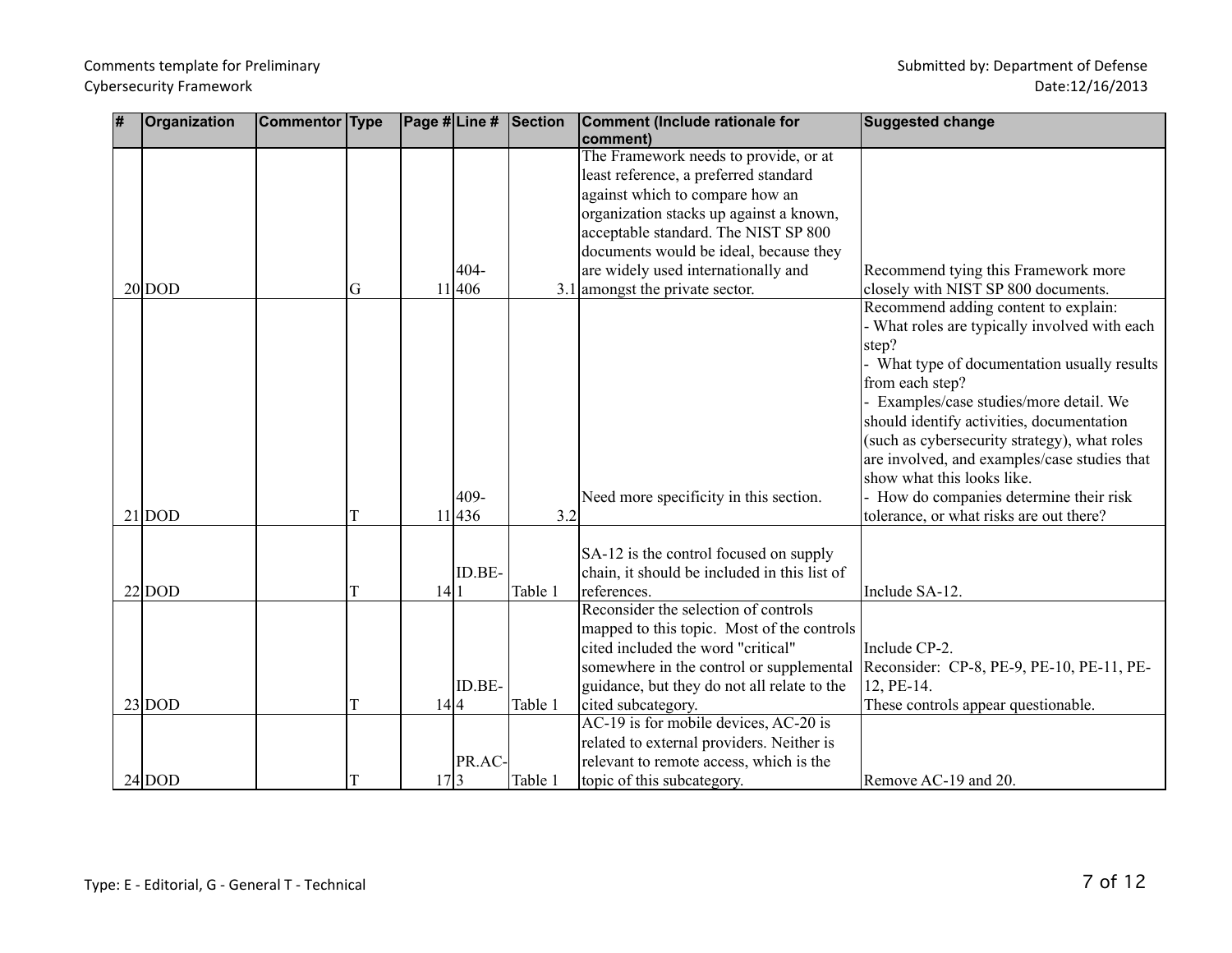| # | Organization | Commentor | Type | Page # | Line # | Section | Comment (Include rationale for comment) | Suggested change |
|---|---|---|---|---|---|---|---|---|
| 20 | DOD | | G | 11 | 404-406 | 3.1 | The Framework needs to provide, or at least reference, a preferred standard against which to compare how an organization stacks up against a known, acceptable standard. The NIST SP 800 documents would be ideal, because they are widely used internationally and amongst the private sector. | Recommend tying this Framework more closely with NIST SP 800 documents. |
| 21 | DOD | | T | 11 | 409-436 | 3.2 | Need more specificity in this section. | Recommend adding content to explain:<br>- What roles are typically involved with each step?<br>- What type of documentation usually results from each step?<br>- Examples/case studies/more detail. We should identify activities, documentation (such as cybersecurity strategy), what roles are involved, and examples/case studies that show what this looks like.<br>- How do companies determine their risk tolerance, or what risks are out there? |
| 22 | DOD | | T | 14 | ID.BE-1 | Table 1 | SA-12 is the control focused on supply chain, it should be included in this list of references. | Include SA-12. |
| 23 | DOD | | T | 14 | ID.BE-4 | Table 1 | Reconsider the selection of controls mapped to this topic. Most of the controls cited included the word "critical" somewhere in the control or supplemental guidance, but they do not all relate to the cited subcategory. | Include CP-2.<br>Reconsider: CP-8, PE-9, PE-10, PE-11, PE-12, PE-14.<br>These controls appear questionable. |
| 24 | DOD | | T | 17 | PR.AC-3 | Table 1 | AC-19 is for mobile devices, AC-20 is related to external providers. Neither is relevant to remote access, which is the topic of this subcategory. | Remove AC-19 and 20. |

Type: E - Editorial, G - General T - Technical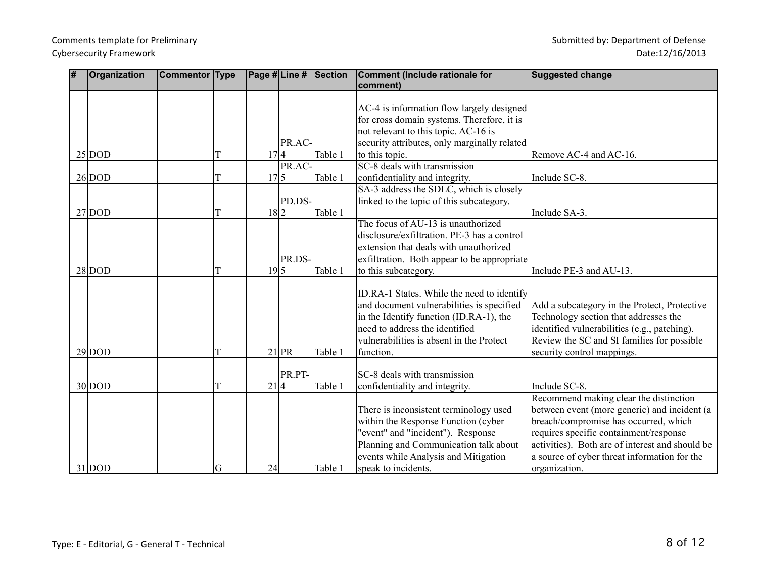| # | Organization | Commentor | Type | Page # | Line # | Section | Comment (Include rationale for comment) | Suggested change |
|---|---|---|---|---|---|---|---|---|
| 25 | DOD | | T | 17 | PR.AC-4 | Table 1 | AC-4 is information flow largely designed for cross domain systems. Therefore, it is not relevant to this topic. AC-16 is security attributes, only marginally related to this topic. | Remove AC-4 and AC-16. |
| 26 | DOD | | T | 17 | PR.AC-5 | Table 1 | SC-8 deals with transmission confidentiality and integrity. | Include SC-8. |
| 27 | DOD | | T | 18 | PD.DS-2 | Table 1 | SA-3 address the SDLC, which is closely linked to the topic of this subcategory. | Include SA-3. |
| 28 | DOD | | T | 19 | PR.DS-5 | Table 1 | The focus of AU-13 is unauthorized disclosure/exfiltration. PE-3 has a control extension that deals with unauthorized exfiltration. Both appear to be appropriate to this subcategory. | Include PE-3 and AU-13. |
| 29 | DOD | | T | 21 | PR | Table 1 | ID.RA-1 States. While the need to identify and document vulnerabilities is specified in the Identify function (ID.RA-1), the need to address the identified vulnerabilities is absent in the Protect function. | Add a subcategory in the Protect, Protective Technology section that addresses the identified vulnerabilities (e.g., patching). Review the SC and SI families for possible security control mappings. |
| 30 | DOD | | T | 21 | PR.PT-4 | Table 1 | SC-8 deals with transmission confidentiality and integrity. | Include SC-8. |
| 31 | DOD | | G | 24 | | Table 1 | There is inconsistent terminology used within the Response Function (cyber "event" and "incident"). Response Planning and Communication talk about events while Analysis and Mitigation speak to incidents. | Recommend making clear the distinction between event (more generic) and incident (a breach/compromise has occurred, which requires specific containment/response activities). Both are of interest and should be a source of cyber threat information for the organization. |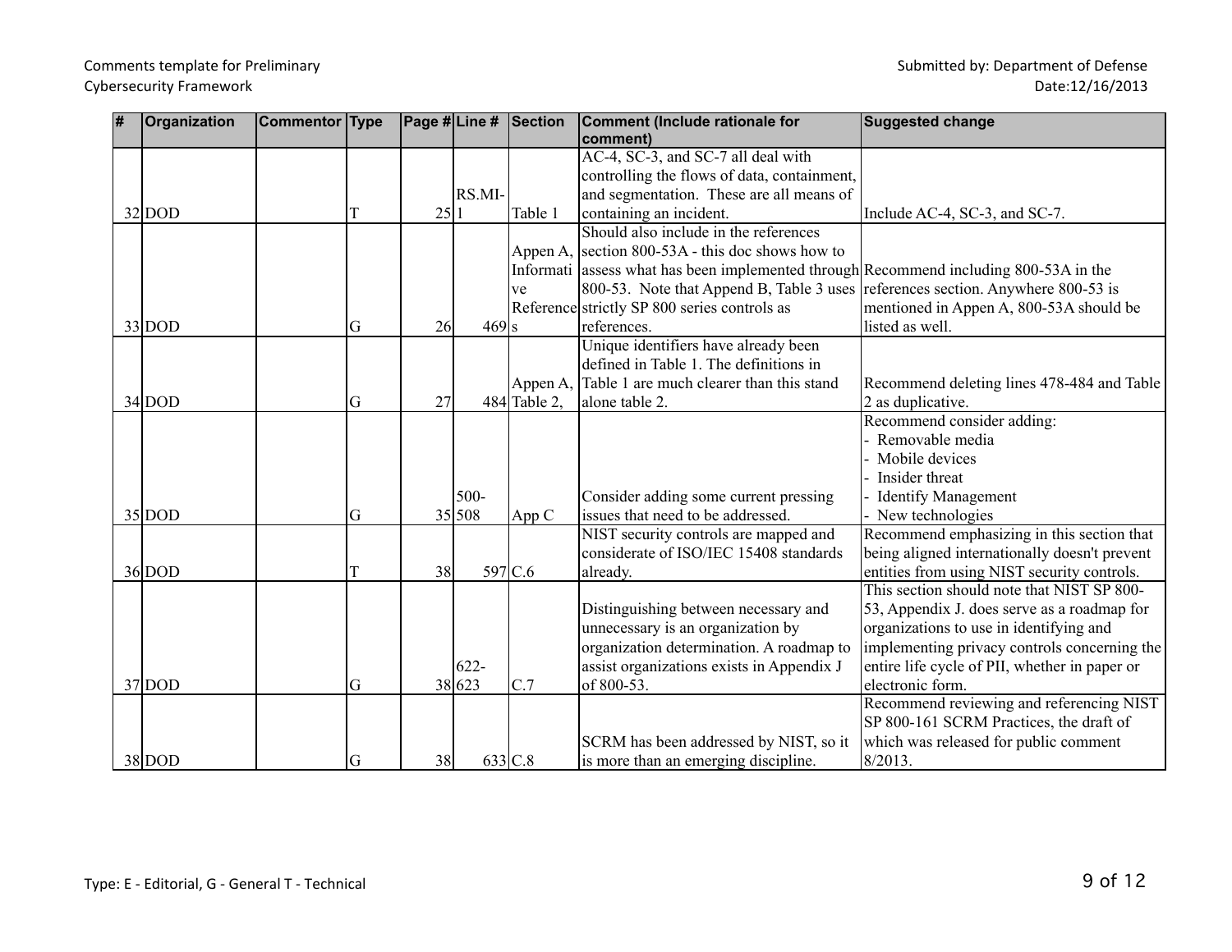Comments template for Preliminary Cybersecurity Framework

Submitted by: Department of Defense
Date:12/16/2013

| # | Organization | Commentor | Type | Page # | Line # | Section | Comment (Include rationale for comment) | Suggested change |
|---|---|---|---|---|---|---|---|---|
| 32 | DOD | | T | 25 | RS.MI-1 | Table 1 | AC-4, SC-3, and SC-7 all deal with controlling the flows of data, containment, and segmentation. These are all means of containing an incident. | Include AC-4, SC-3, and SC-7. |
| 33 | DOD | | G | 26 | 469 | Appen A, Informative References | Should also include in the references section 800-53A - this doc shows how to assess what has been implemented through 800-53. Note that Append B, Table 3 uses strictly SP 800 series controls as references. | Recommend including 800-53A in the references section. Anywhere 800-53 is mentioned in Appen A, 800-53A should be listed as well. |
| 34 | DOD | | G | 27 | 484 | Appen A, Table 2, | Unique identifiers have already been defined in Table 1. The definitions in Table 1 are much clearer than this stand alone table 2. | Recommend deleting lines 478-484 and Table 2 as duplicative. |
| 35 | DOD | | G | 35 | 500-508 | App C | Consider adding some current pressing issues that need to be addressed. | Recommend consider adding:<br>- Removable media<br>- Mobile devices<br>- Insider threat<br>- Identify Management<br>- New technologies |
| 36 | DOD | | T | 38 | 597 | C.6 | NIST security controls are mapped and considerate of ISO/IEC 15408 standards already. | Recommend emphasizing in this section that being aligned internationally doesn't prevent entities from using NIST security controls. |
| 37 | DOD | | G | 38 | 622-623 | C.7 | Distinguishing between necessary and unnecessary is an organization by organization determination. A roadmap to assist organizations exists in Appendix J of 800-53. | This section should note that NIST SP 800-53, Appendix J. does serve as a roadmap for organizations to use in identifying and implementing privacy controls concerning the entire life cycle of PII, whether in paper or electronic form. |
| 38 | DOD | | G | 38 | 633 | C.8 | SCRM has been addressed by NIST, so it is more than an emerging discipline. | Recommend reviewing and referencing NIST SP 800-161 SCRM Practices, the draft of which was released for public comment 8/2013. |

Type: E - Editorial, G - General T - Technical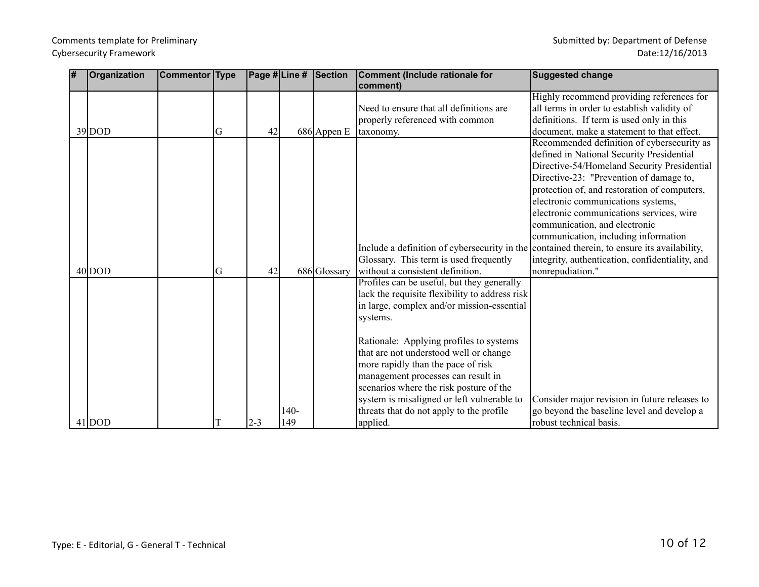Comments template for Preliminary Cybersecurity Framework

Submitted by: Department of Defense
Date:12/16/2013

| # | Organization | Commentor | Type | Page # | Line # | Section | Comment (Include rationale for comment) | Suggested change |
|---|---|---|---|---|---|---|---|---|
| 39 | DOD | | G | 42 | 686 | Appen E | Need to ensure that all definitions are properly referenced with common taxonomy. | Highly recommend providing references for all terms in order to establish validity of definitions. If term is used only in this document, make a statement to that effect. |
| 40 | DOD | | G | 42 | 686 | Glossary | Include a definition of cybersecurity in the Glossary. This term is used frequently without a consistent definition. | Recommended definition of cybersecurity as defined in National Security Presidential Directive-54/Homeland Security Presidential Directive-23: "Prevention of damage to, protection of, and restoration of computers, electronic communications systems, electronic communications services, wire communication, and electronic communication, including information contained therein, to ensure its availability, integrity, authentication, confidentiality, and nonrepudiation." |
| 41 | DOD | | T | 2-3 | 140-149 | | Profiles can be useful, but they generally lack the requisite flexibility to address risk in large, complex and/or mission-essential systems.<br><br>Rationale: Applying profiles to systems that are not understood well or change more rapidly than the pace of risk management processes can result in scenarios where the risk posture of the system is misaligned or left vulnerable to threats that do not apply to the profile applied. | Consider major revision in future releases to go beyond the baseline level and develop a robust technical basis. |

Type: E - Editorial, G - General T - Technical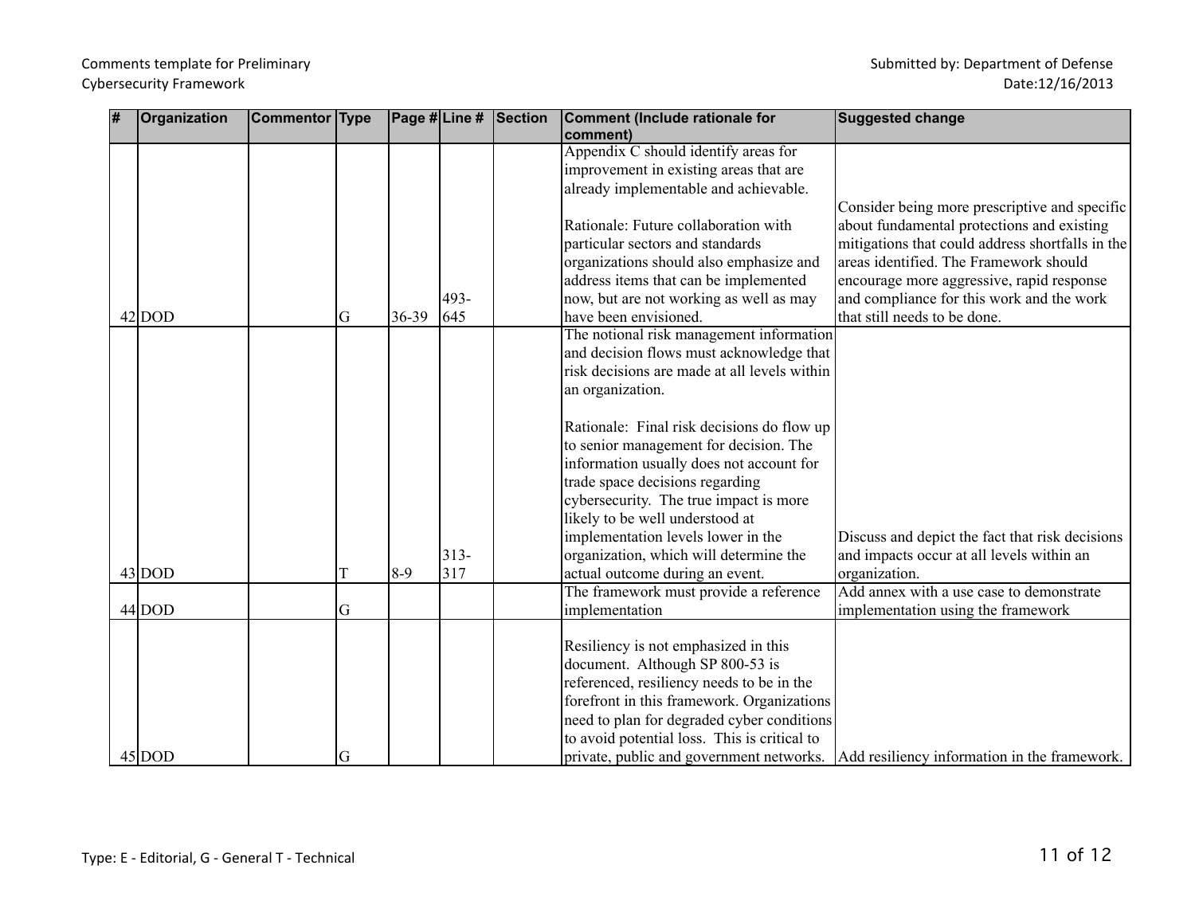| # | Organization | Commentor | Type | Page # | Line # | Section | Comment (Include rationale for comment) | Suggested change |
|---|---|---|---|---|---|---|---|---|
| 42 | DOD | | G | 36-39 | 493-645 | | Appendix C should identify areas for improvement in existing areas that are already implementable and achievable.<br><br>Rationale: Future collaboration with particular sectors and standards organizations should also emphasize and address items that can be implemented now, but are not working as well as may have been envisioned. | Consider being more prescriptive and specific about fundamental protections and existing mitigations that could address shortfalls in the areas identified. The Framework should encourage more aggressive, rapid response and compliance for this work and the work that still needs to be done. |
| 43 | DOD | | T | 8-9 | 313-317 | | The notional risk management information and decision flows must acknowledge that risk decisions are made at all levels within an organization.<br><br>Rationale: Final risk decisions do flow up to senior management for decision. The information usually does not account for trade space decisions regarding cybersecurity. The true impact is more likely to be well understood at implementation levels lower in the organization, which will determine the actual outcome during an event. | Discuss and depict the fact that risk decisions and impacts occur at all levels within an organization. |
| 44 | DOD | | G | | | | The framework must provide a reference implementation | Add annex with a use case to demonstrate implementation using the framework |
| 45 | DOD | | G | | | | Resiliency is not emphasized in this document. Although SP 800-53 is referenced, resiliency needs to be in the forefront in this framework. Organizations need to plan for degraded cyber conditions to avoid potential loss. This is critical to private, public and government networks. | Add resiliency information in the framework. |

Type: E - Editorial, G - General T - Technical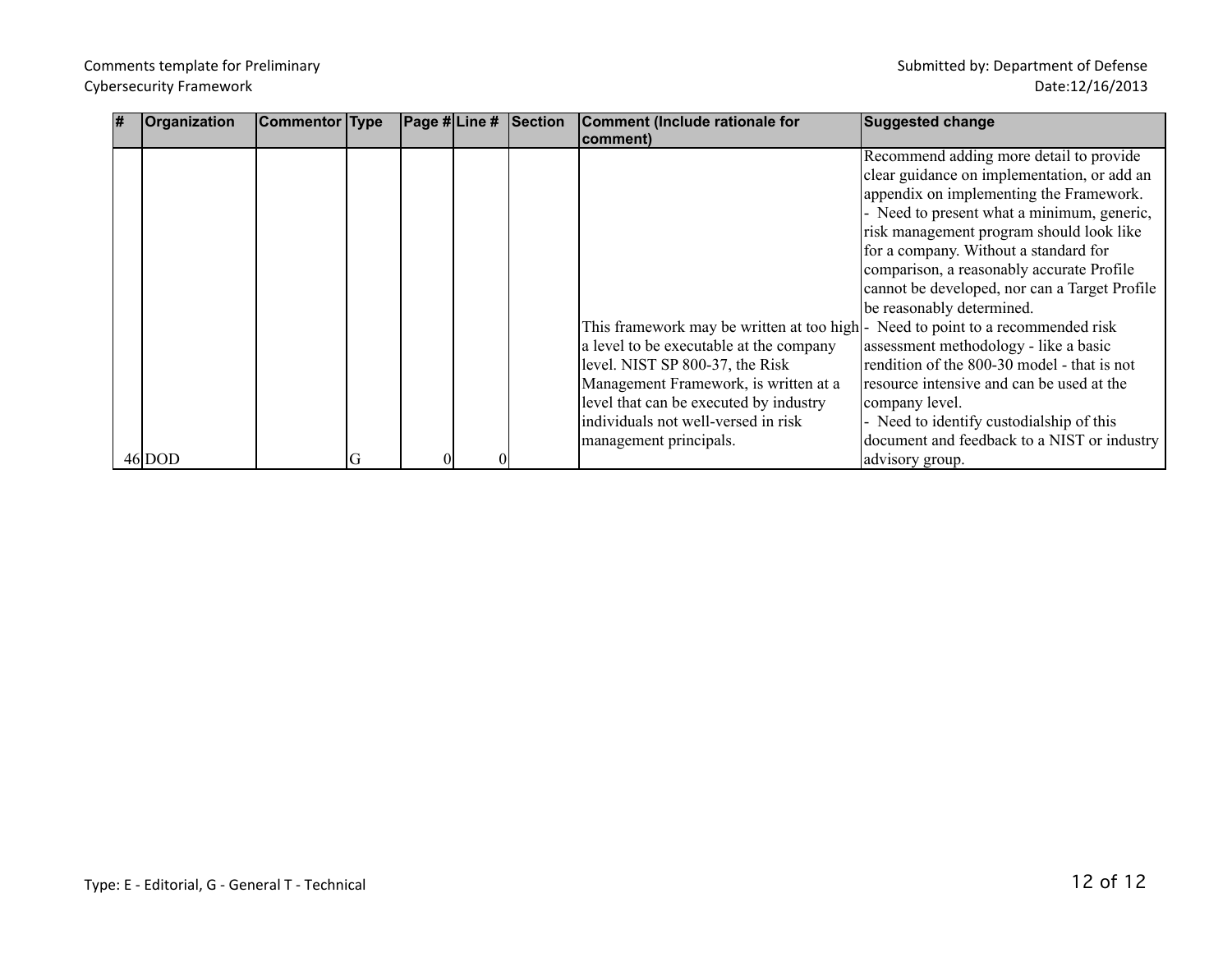| # | Organization | Commentor | Type | Page # | Line # | Section | Comment (Include rationale for comment) | Suggested change |
|---|---|---|---|---|---|---|---|---|
| 46 | DOD | | G | 0 | 0 | | This framework may be written at too high a level to be executable at the company level. NIST SP 800-37, the Risk Management Framework, is written at a level that can be executed by industry individuals not well-versed in risk management principals. | Recommend adding more detail to provide clear guidance on implementation, or add an appendix on implementing the Framework.<br>- Need to present what a minimum, generic, risk management program should look like for a company. Without a standard for comparison, a reasonably accurate Profile cannot be developed, nor can a Target Profile be reasonably determined.<br>- Need to point to a recommended risk assessment methodology - like a basic rendition of the 800-30 model - that is not resource intensive and can be used at the company level.<br>- Need to identify custodialship of this document and feedback to a NIST or industry advisory group. |

Type: E - Editorial, G - General T - Technical